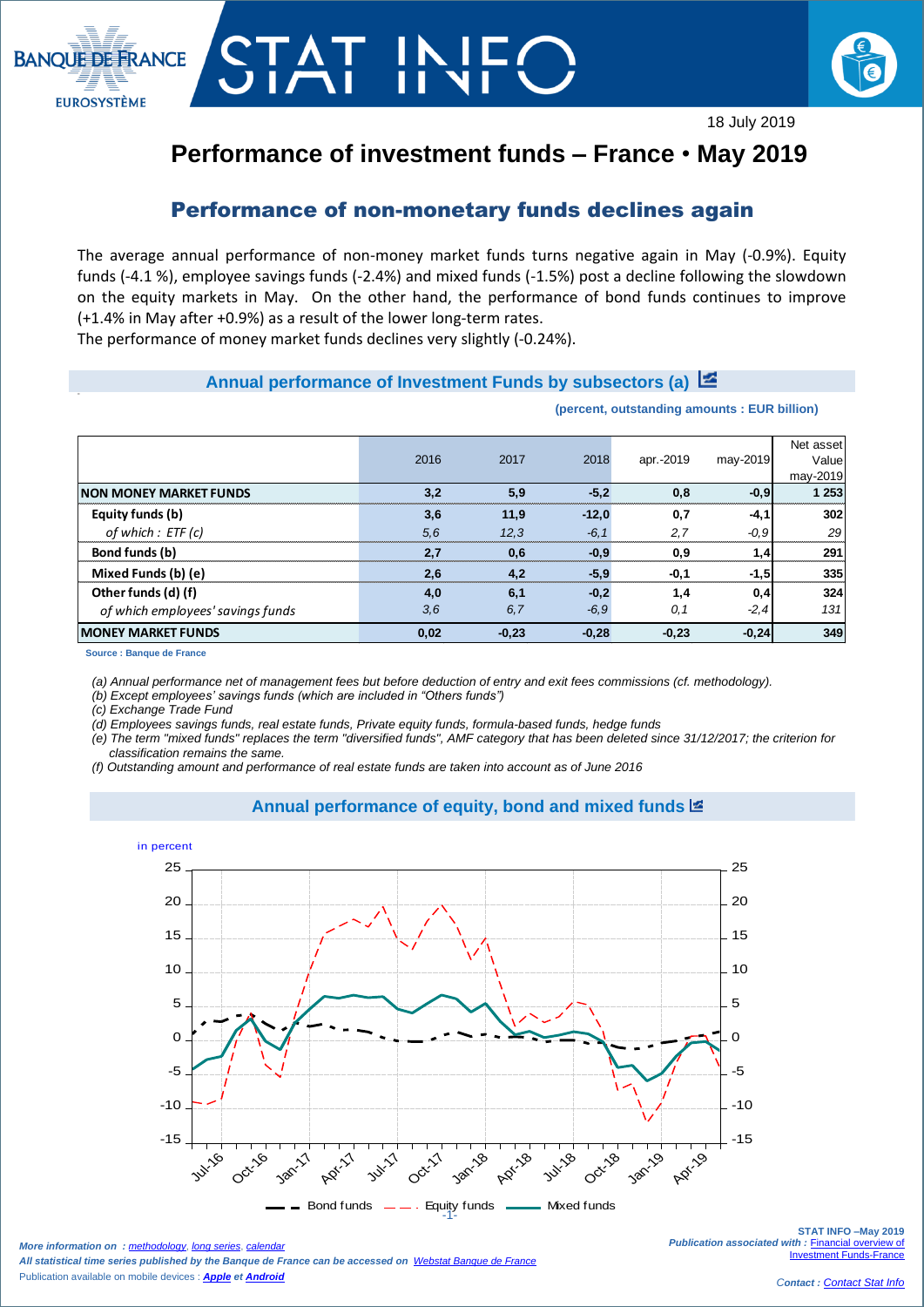18 July 2019

# Performance of investment funds – France • May 2019

## Performance of non-monetary funds declines again

The average annual performance of non-money market funds turns negative again in May (-0.9%). Equity funds (-4.1 %), employee savings funds (-2.4%) and mixed funds (-1.5%) post a decline following the slowdown on the equity markets in May. On the other hand, the performance of bond funds continues to improve (+1.4% in May after +0.9%) as a result of the lower long-term rates.
The performance of money market funds declines very slightly (-0.24%).

### Annual performance of Investment Funds by subsectors (a)

**(percent, outstanding amounts : EUR billion)**

| | 2016 | 2017 | 2018 | apr.-2019 | may-2019 | Net asset Value may-2019 |
|---|---|---|---|---|---|---|
| **NON MONEY MARKET FUNDS** | **3,2** | **5,9** | **-5,2** | **0,8** | **-0,9** | **1 253** |
| **Equity funds (b)** | **3,6** | **11,9** | **-12,0** | **0,7** | **-4,1** | **302** |
| *of which : ETF (c)* | *5,6* | *12,3* | *-6,1* | *2,7* | *-0,9* | *29* |
| **Bond funds (b)** | **2,7** | **0,6** | **-0,9** | **0,9** | **1,4** | **291** |
| **Mixed Funds (b) (e)** | **2,6** | **4,2** | **-5,9** | **-0,1** | **-1,5** | **335** |
| **Other funds (d) (f)** | **4,0** | **6,1** | **-0,2** | **1,4** | **0,4** | **324** |
| *of which employees' savings funds* | *3,6* | *6,7* | *-6,9* | *0,1* | *-2,4* | *131* |
| **MONEY MARKET FUNDS** | **0,02** | **-0,23** | **-0,28** | **-0,23** | **-0,24** | **349** |

**Source : Banque de France**

*(a) Annual performance net of management fees but before deduction of entry and exit fees commissions (cf. methodology).*
*(b) Except employees' savings funds (which are included in "Others funds")*
*(c) Exchange Trade Fund*
*(d) Employees savings funds, real estate funds, Private equity funds, formula-based funds, hedge funds*
*(e) The term "mixed funds" replaces the term "diversified funds", AMF category that has been deleted since 31/12/2017; the criterion for classification remains the same.*
*(f) Outstanding amount and performance of real estate funds are taken into account as of June 2016*

### Annual performance of equity, bond and mixed funds

in percent

Bond funds — Equity funds — Mixed funds

*More information on : methodology, long series, calendar*
*All statistical time series published by the Banque de France can be accessed on Webstat Banque de France*
Publication available on mobile devices : ***Apple*** *et* ***Android***

**STAT INFO –May 2019**
*Publication associated with :* Financial overview of Investment Funds-France

*Contact : Contact Stat Info*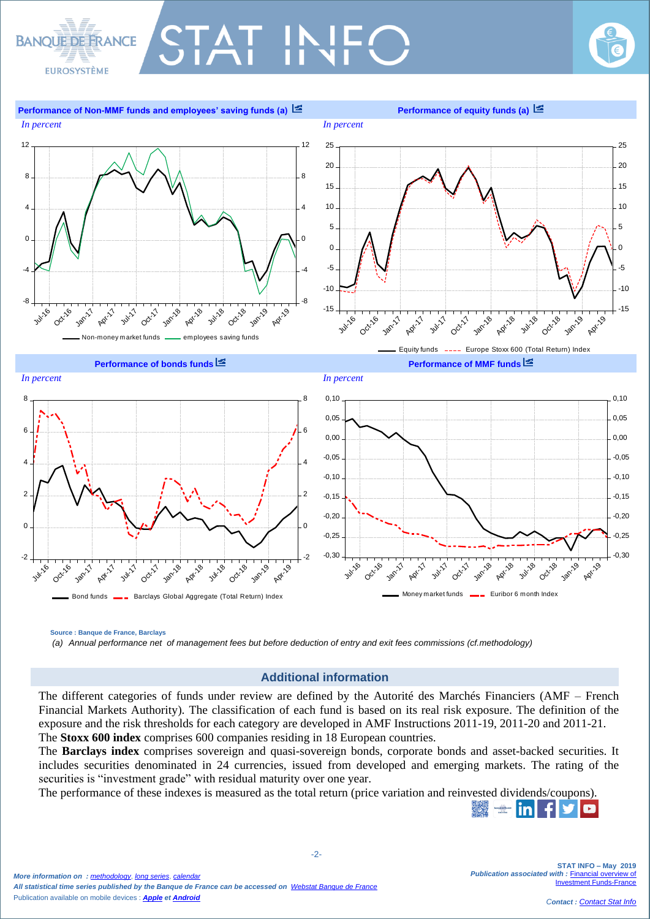### Performance of Non-MMF funds and employees' saving funds (a)

*In percent*

12
8
4
0
-4
-8

Jul-16 Oct-16 Jan-17 Apr-17 Jul-17 Oct-17 Jan-18 Apr-18 Jul-18 Oct-18 Jan-19 Apr-19

Non-money market funds — employees saving funds

### Performance of equity funds (a)

*In percent*

25
20
15
10
5
0
-5
-10
-15

Jul-16 Oct-16 Jan-17 Apr-17 Jul-17 Oct-17 Jan-18 Apr-18 Jul-18 Oct-18 Jan-19 Apr-19

Equity funds — Europe Stoxx 600 (Total Return) Index

### Performance of bonds funds

*In percent*

8
6
4
2
0
-2

Jul-16 Oct-16 Jan-17 Apr-17 Jul-17 Oct-17 Jan-18 Apr-18 Jul-18 Oct-18 Jan-19 Apr-19

Bond funds — Barclays Global Aggregate (Total Return) Index

### Performance of MMF funds

*In percent*

0,10
0,05
0,00
-0,05
-0,10
-0,15
-0,20
-0,25
-0,30

Jul-16 Oct-16 Jan-17 Apr-17 Jul-17 Oct-17 Jan-18 Apr-18 Jul-18 Oct-18 Jan-19 Apr-19

Money market funds — Euribor 6 month Index

**Source : Banque de France, Barclays**

*(a) Annual performance net of management fees but before deduction of entry and exit fees commissions (cf.methodology)*

## Additional information

The different categories of funds under review are defined by the Autorité des Marchés Financiers (AMF – French Financial Markets Authority). The classification of each fund is based on its real risk exposure. The definition of the exposure and the risk thresholds for each category are developed in AMF Instructions 2011-19, 2011-20 and 2011-21.

The **Stoxx 600 index** comprises 600 companies residing in 18 European countries.

The **Barclays index** comprises sovereign and quasi-sovereign bonds, corporate bonds and asset-backed securities. It includes securities denominated in 24 currencies, issued from developed and emerging markets. The rating of the securities is "investment grade" with residual maturity over one year.

The performance of these indexes is measured as the total return (price variation and reinvested dividends/coupons).

*More information on : methodology, long series, calendar*

*All statistical time series published by the Banque de France can be accessed on Webstat Banque de France*

Publication available on mobile devices : ***Apple** et **Android***

**STAT INFO – May 2019**

*Publication associated with :* Financial overview of Investment Funds-France

*Contact : Contact Stat Info*